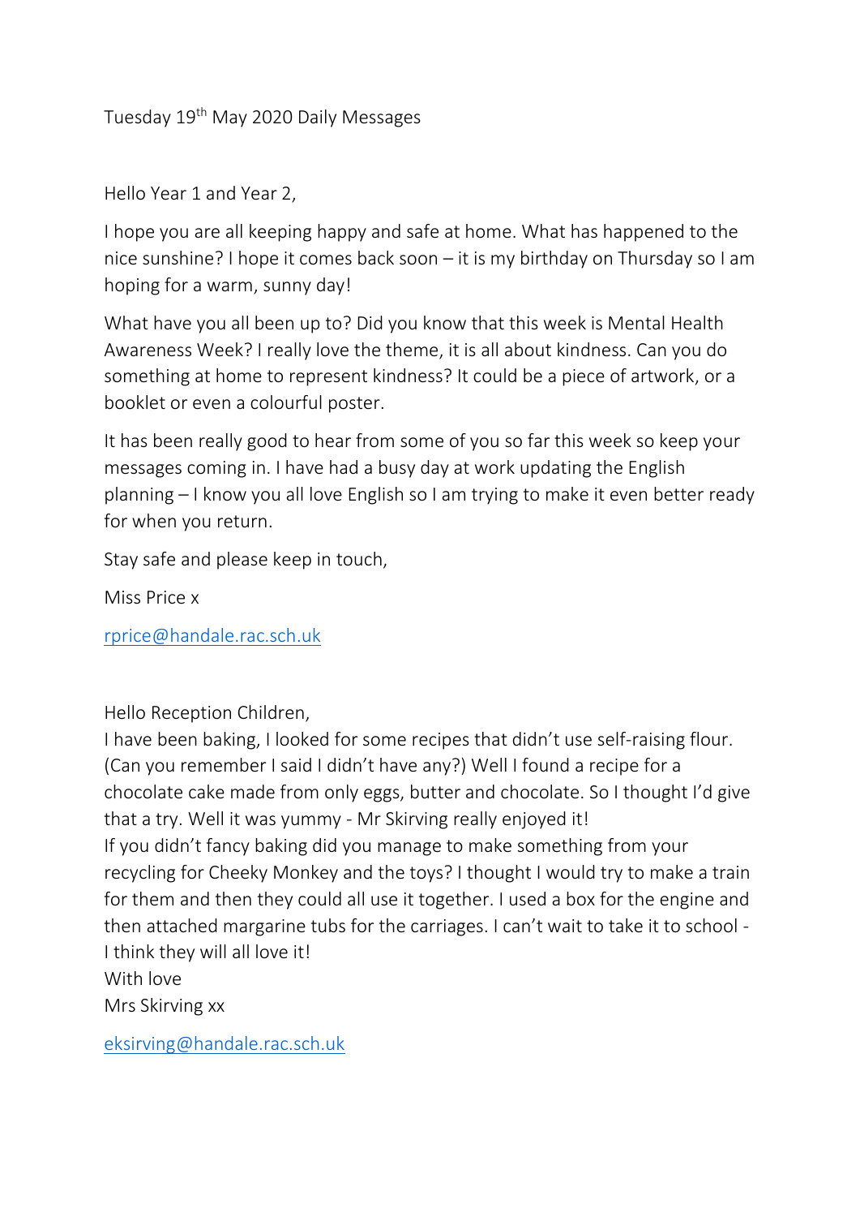Tuesday 19th May 2020 Daily Messages

Hello Year 1 and Year 2,

I hope you are all keeping happy and safe at home. What has happened to the nice sunshine? I hope it comes back soon – it is my birthday on Thursday so I am hoping for a warm, sunny day!

What have you all been up to? Did you know that this week is Mental Health Awareness Week? I really love the theme, it is all about kindness. Can you do something at home to represent kindness? It could be a piece of artwork, or a booklet or even a colourful poster.

It has been really good to hear from some of you so far this week so keep your messages coming in. I have had a busy day at work updating the English planning – I know you all love English so I am trying to make it even better ready for when you return.

Stay safe and please keep in touch,

Miss Price x

rprice@handale.rac.sch.uk

Hello Reception Children,
I have been baking, I looked for some recipes that didn't use self-raising flour. (Can you remember I said I didn't have any?) Well I found a recipe for a chocolate cake made from only eggs, butter and chocolate. So I thought I'd give that a try. Well it was yummy - Mr Skirving really enjoyed it!
If you didn't fancy baking did you manage to make something from your recycling for Cheeky Monkey and the toys? I thought I would try to make a train for them and then they could all use it together. I used a box for the engine and then attached margarine tubs for the carriages. I can't wait to take it to school - I think they will all love it!
With love
Mrs Skirving xx

eksirving@handale.rac.sch.uk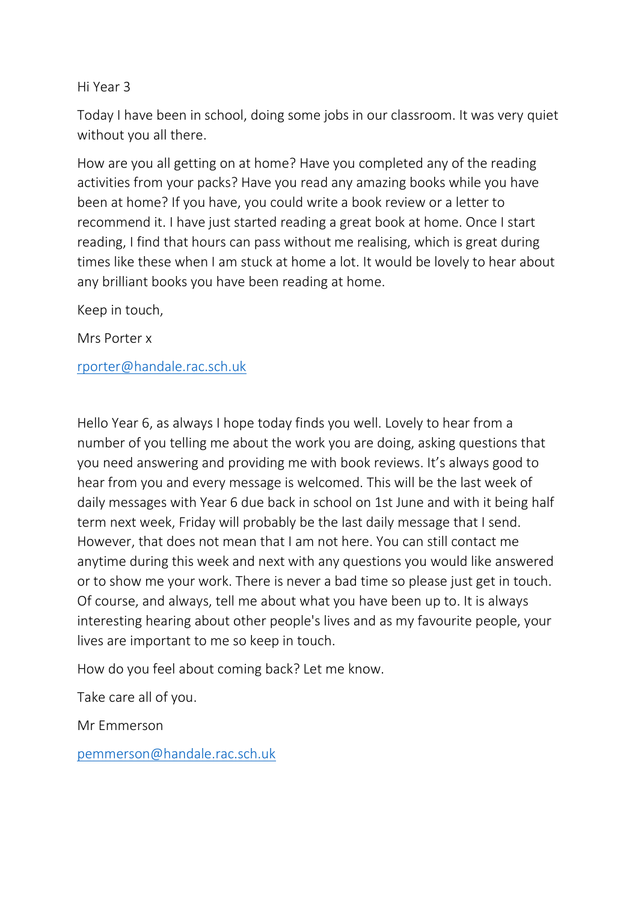Hi Year 3

Today I have been in school, doing some jobs in our classroom. It was very quiet without you all there.

How are you all getting on at home? Have you completed any of the reading activities from your packs? Have you read any amazing books while you have been at home? If you have, you could write a book review or a letter to recommend it. I have just started reading a great book at home. Once I start reading, I find that hours can pass without me realising, which is great during times like these when I am stuck at home a lot. It would be lovely to hear about any brilliant books you have been reading at home.

Keep in touch,

Mrs Porter x

[rporter@handale.rac.sch.uk](mailto:rporter@handale.rac.sch.uk)

Hello Year 6, as always I hope today finds you well. Lovely to hear from a number of you telling me about the work you are doing, asking questions that you need answering and providing me with book reviews. It's always good to hear from you and every message is welcomed. This will be the last week of daily messages with Year 6 due back in school on 1st June and with it being half term next week, Friday will probably be the last daily message that I send. However, that does not mean that I am not here. You can still contact me anytime during this week and next with any questions you would like answered or to show me your work. There is never a bad time so please just get in touch. Of course, and always, tell me about what you have been up to. It is always interesting hearing about other people's lives and as my favourite people, your lives are important to me so keep in touch.

How do you feel about coming back? Let me know.

Take care all of you.

Mr Emmerson

[pemmerson@handale.rac.sch.uk](mailto:pemmerson@handale.rac.sch.uk)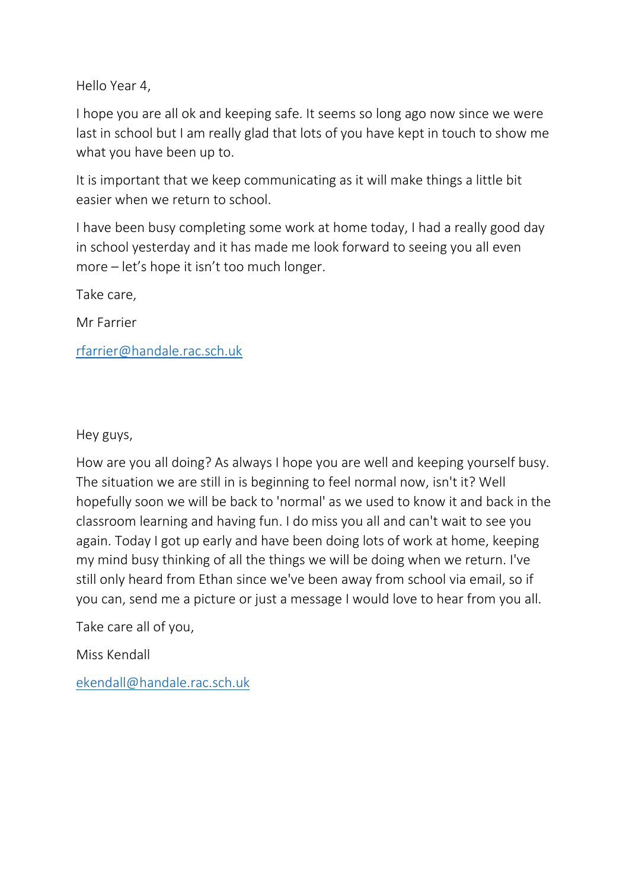Hello Year 4,

I hope you are all ok and keeping safe. It seems so long ago now since we were last in school but I am really glad that lots of you have kept in touch to show me what you have been up to.

It is important that we keep communicating as it will make things a little bit easier when we return to school.

I have been busy completing some work at home today, I had a really good day in school yesterday and it has made me look forward to seeing you all even more – let's hope it isn't too much longer.

Take care,

Mr Farrier

rfarrier@handale.rac.sch.uk

Hey guys,

How are you all doing? As always I hope you are well and keeping yourself busy. The situation we are still in is beginning to feel normal now, isn't it? Well hopefully soon we will be back to 'normal' as we used to know it and back in the classroom learning and having fun. I do miss you all and can't wait to see you again. Today I got up early and have been doing lots of work at home, keeping my mind busy thinking of all the things we will be doing when we return. I've still only heard from Ethan since we've been away from school via email, so if you can, send me a picture or just a message I would love to hear from you all.

Take care all of you,

Miss Kendall

ekendall@handale.rac.sch.uk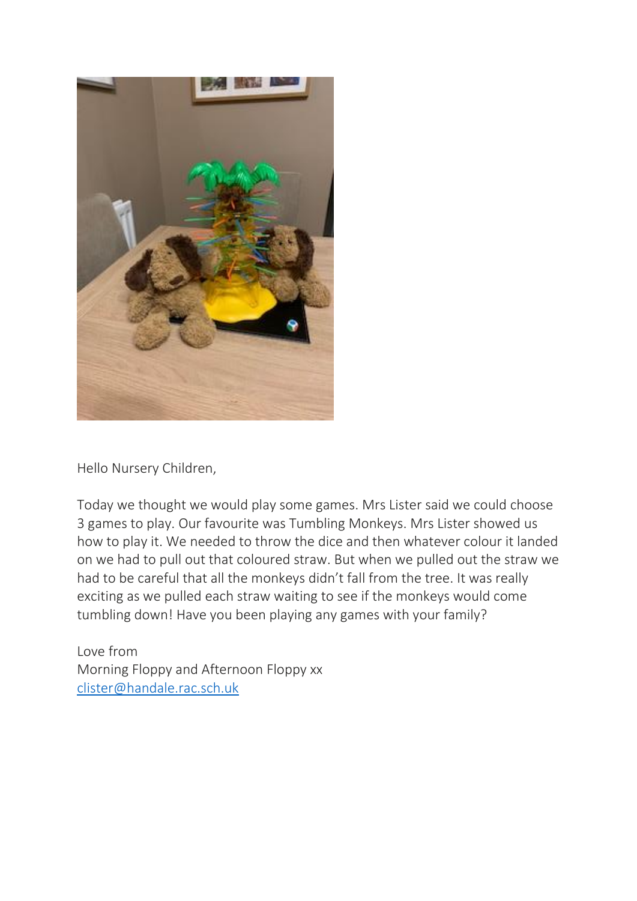Hello Nursery Children,

Today we thought we would play some games. Mrs Lister said we could choose 3 games to play. Our favourite was Tumbling Monkeys. Mrs Lister showed us how to play it. We needed to throw the dice and then whatever colour it landed on we had to pull out that coloured straw. But when we pulled out the straw we had to be careful that all the monkeys didn't fall from the tree. It was really exciting as we pulled each straw waiting to see if the monkeys would come tumbling down! Have you been playing any games with your family?

Love from
Morning Floppy and Afternoon Floppy xx
clister@handale.rac.sch.uk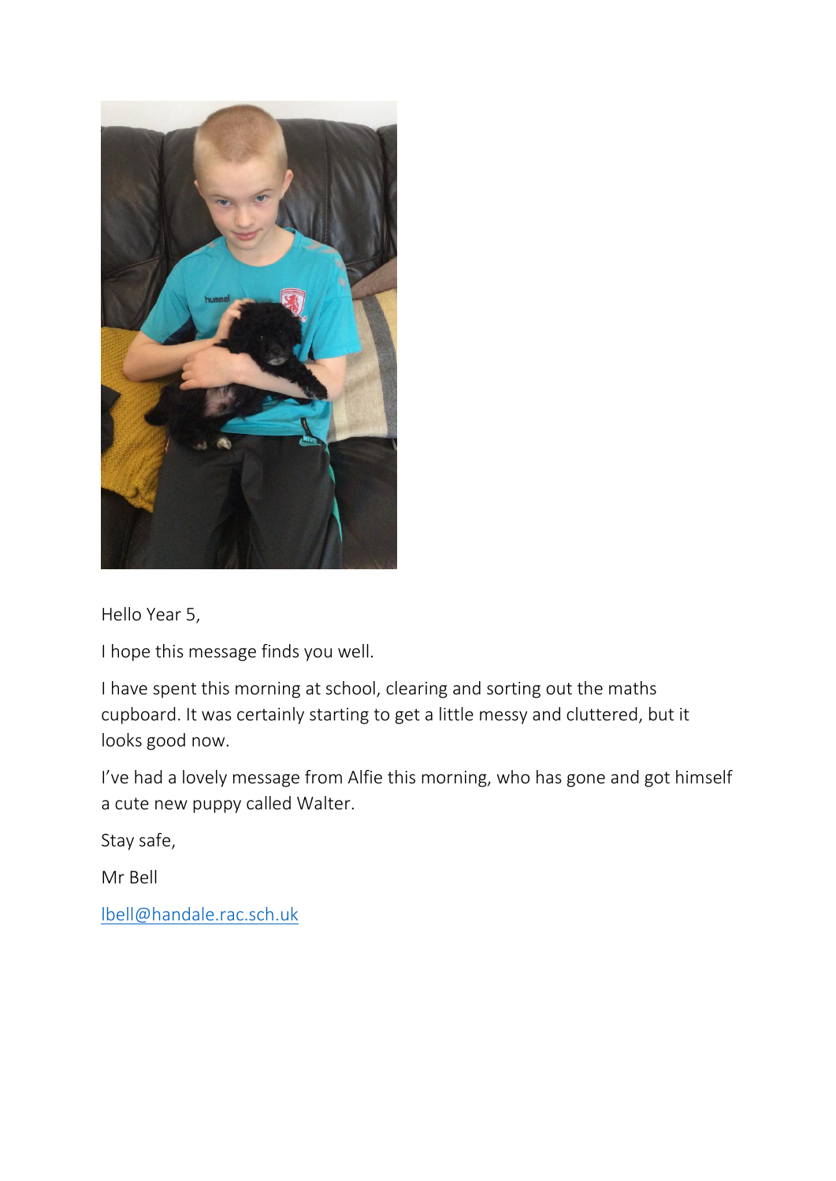Hello Year 5,

I hope this message finds you well.

I have spent this morning at school, clearing and sorting out the maths cupboard. It was certainly starting to get a little messy and cluttered, but it looks good now.

I've had a lovely message from Alfie this morning, who has gone and got himself a cute new puppy called Walter.

Stay safe,

Mr Bell

lbell@handale.rac.sch.uk